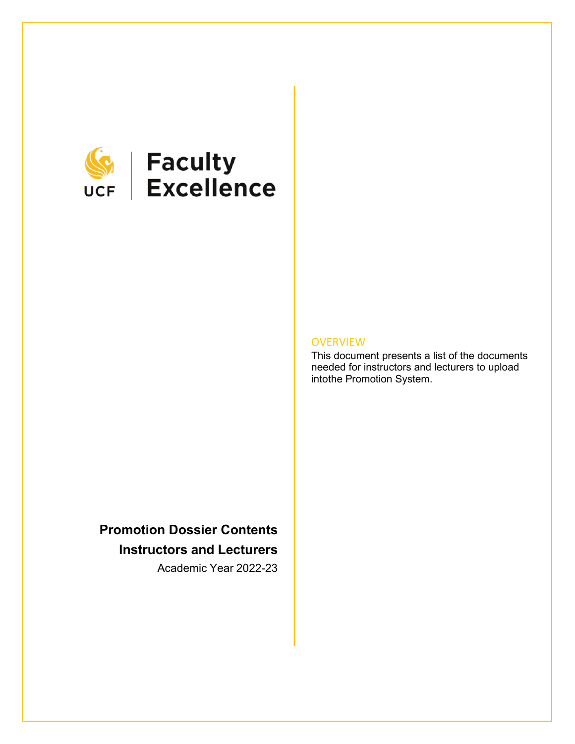UCF | Faculty Excellence

# Promotion Dossier Contents

## Instructors and Lecturers

Academic Year 2022-23

### OVERVIEW

This document presents a list of the documents needed for instructors and lecturers to upload intothe Promotion System.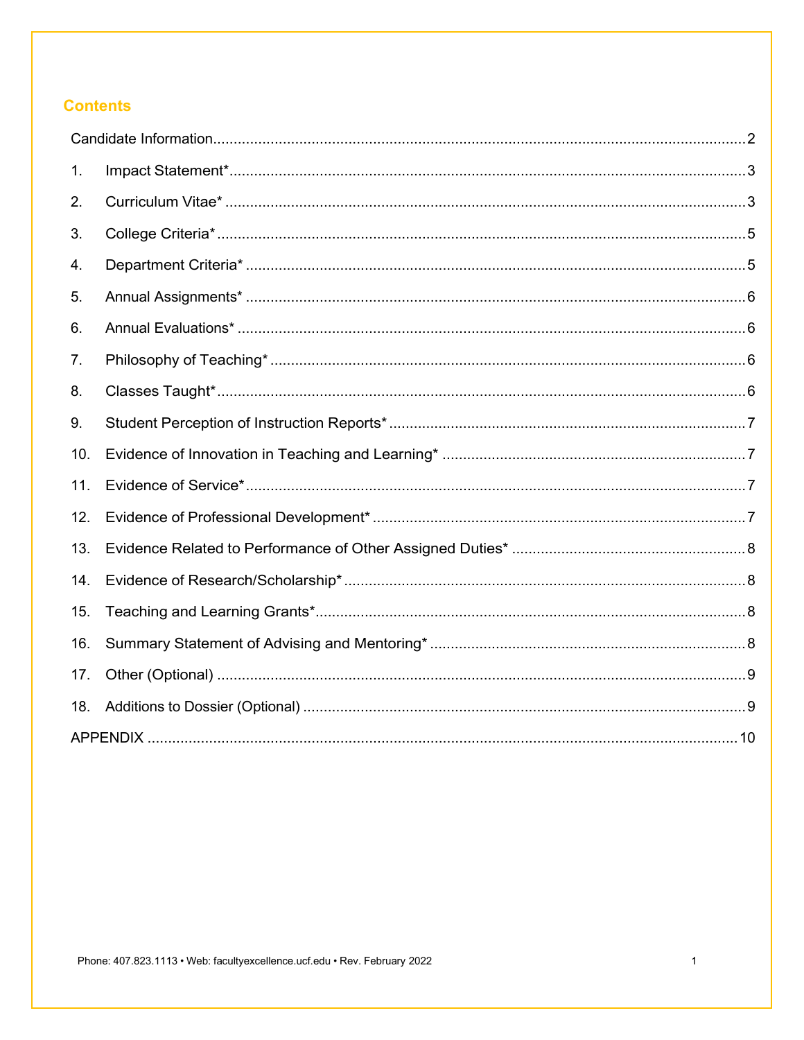## Contents

| | | |
|---|---|---|
| Candidate Information | | 2 |
| 1. | Impact Statement* | 3 |
| 2. | Curriculum Vitae* | 3 |
| 3. | College Criteria* | 5 |
| 4. | Department Criteria* | 5 |
| 5. | Annual Assignments* | 6 |
| 6. | Annual Evaluations* | 6 |
| 7. | Philosophy of Teaching* | 6 |
| 8. | Classes Taught* | 6 |
| 9. | Student Perception of Instruction Reports* | 7 |
| 10. | Evidence of Innovation in Teaching and Learning* | 7 |
| 11. | Evidence of Service* | 7 |
| 12. | Evidence of Professional Development* | 7 |
| 13. | Evidence Related to Performance of Other Assigned Duties* | 8 |
| 14. | Evidence of Research/Scholarship* | 8 |
| 15. | Teaching and Learning Grants* | 8 |
| 16. | Summary Statement of Advising and Mentoring* | 8 |
| 17. | Other (Optional) | 9 |
| 18. | Additions to Dossier (Optional) | 9 |
| APPENDIX | | 10 |

Phone: 407.823.1113 • Web: facultyexcellence.ucf.edu • Rev. February 2022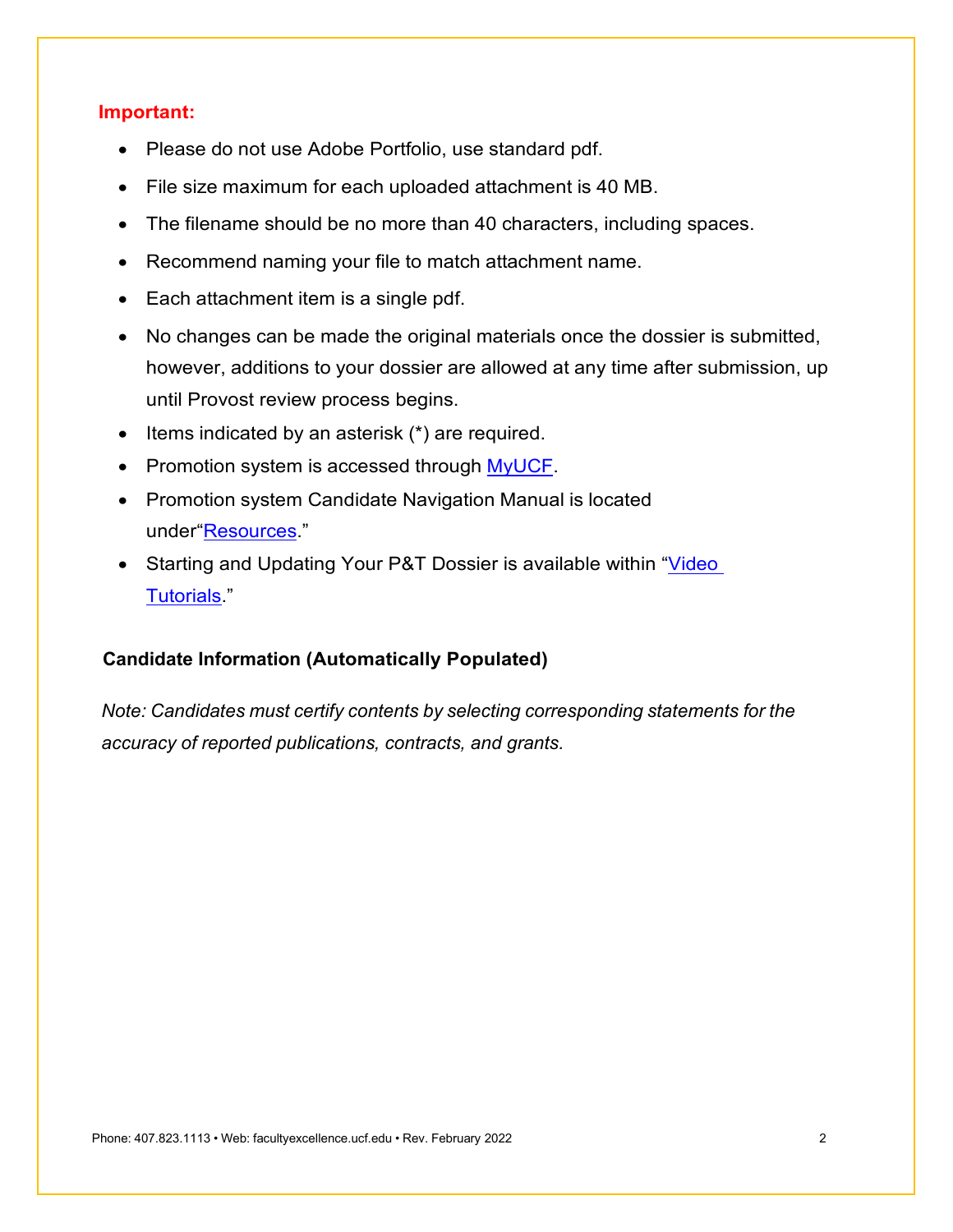**Important:**

- Please do not use Adobe Portfolio, use standard pdf.
- File size maximum for each uploaded attachment is 40 MB.
- The filename should be no more than 40 characters, including spaces.
- Recommend naming your file to match attachment name.
- Each attachment item is a single pdf.
- No changes can be made the original materials once the dossier is submitted, however, additions to your dossier are allowed at any time after submission, up until Provost review process begins.
- Items indicated by an asterisk (*) are required.
- Promotion system is accessed through MyUCF.
- Promotion system Candidate Navigation Manual is located under"Resources."
- Starting and Updating Your P&T Dossier is available within "Video Tutorials."

**Candidate Information (Automatically Populated)**

*Note: Candidates must certify contents by selecting corresponding statements for the accuracy of reported publications, contracts, and grants.*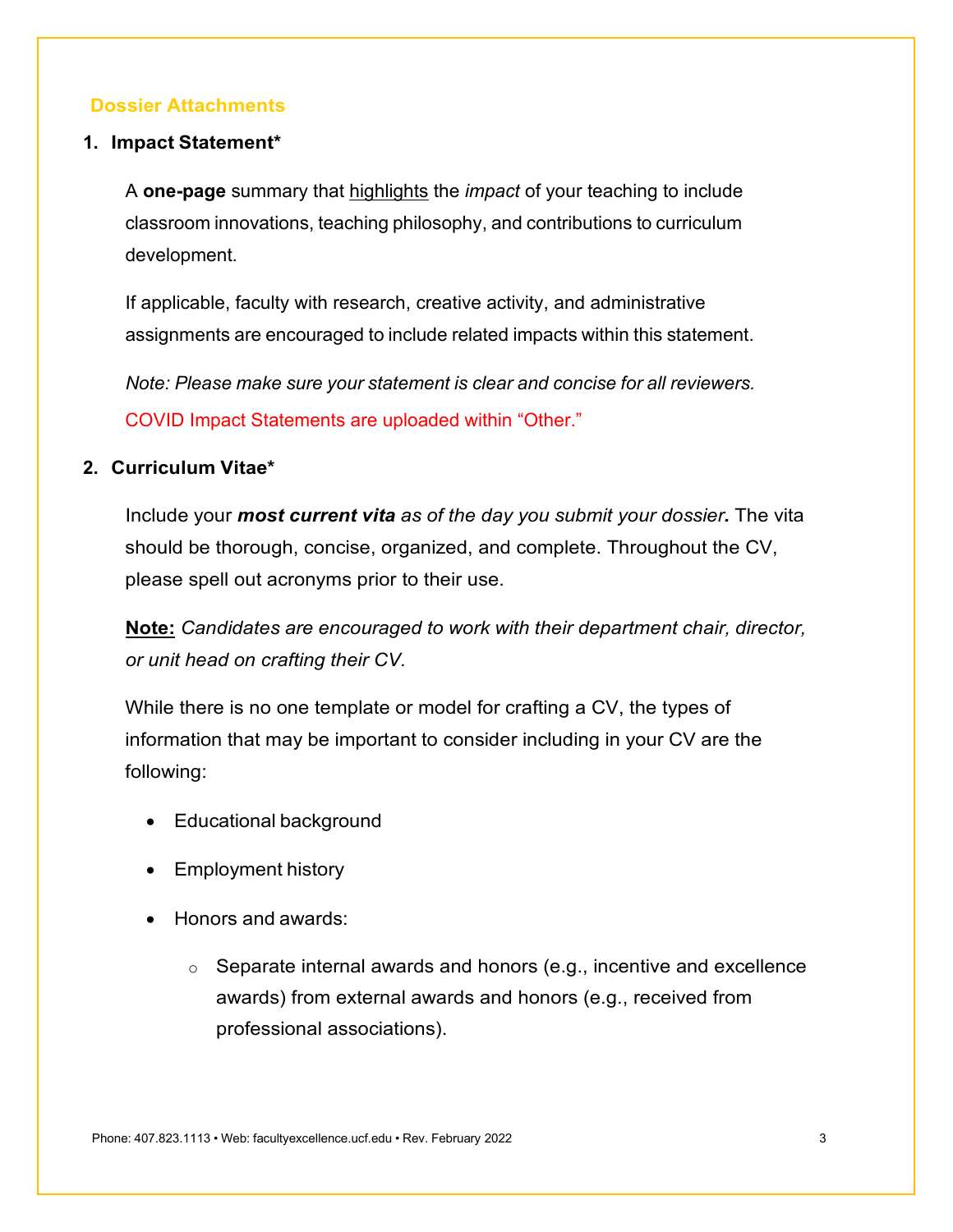## Dossier Attachments

### 1. Impact Statement*

A **one-page** summary that <u>highlights</u> the *impact* of your teaching to include classroom innovations, teaching philosophy, and contributions to curriculum development.

If applicable, faculty with research, creative activity, and administrative assignments are encouraged to include related impacts within this statement.

*Note: Please make sure your statement is clear and concise for all reviewers.*

COVID Impact Statements are uploaded within "Other."

### 2. Curriculum Vitae*

Include your ***most current vita*** *as of the day you submit your dossier.* The vita should be thorough, concise, organized, and complete. Throughout the CV, please spell out acronyms prior to their use.

**<u>Note:</u>** *Candidates are encouraged to work with their department chair, director, or unit head on crafting their CV.*

While there is no one template or model for crafting a CV, the types of information that may be important to consider including in your CV are the following:

- Educational background
- Employment history
- Honors and awards:
  - Separate internal awards and honors (e.g., incentive and excellence awards) from external awards and honors (e.g., received from professional associations).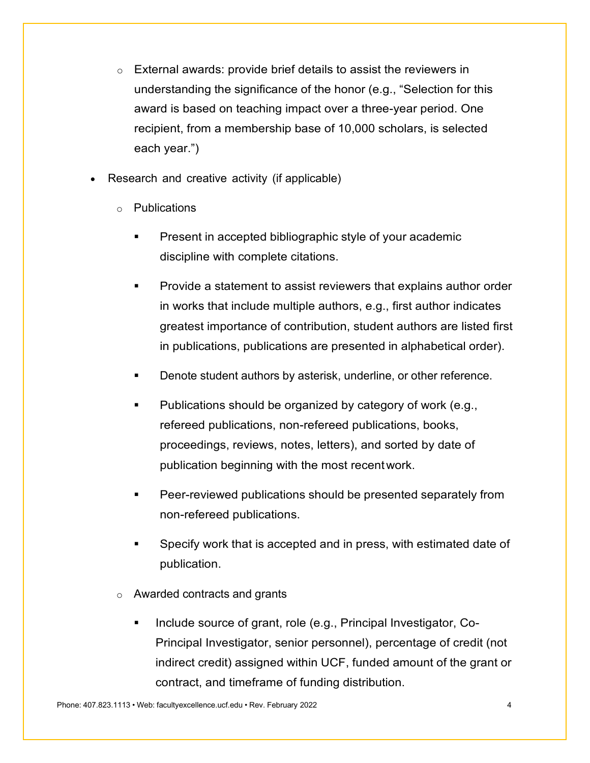- External awards: provide brief details to assist the reviewers in understanding the significance of the honor (e.g., "Selection for this award is based on teaching impact over a three-year period. One recipient, from a membership base of 10,000 scholars, is selected each year.")

- Research and creative activity (if applicable)
  - Publications
    - Present in accepted bibliographic style of your academic discipline with complete citations.
    - Provide a statement to assist reviewers that explains author order in works that include multiple authors, e.g., first author indicates greatest importance of contribution, student authors are listed first in publications, publications are presented in alphabetical order).
    - Denote student authors by asterisk, underline, or other reference.
    - Publications should be organized by category of work (e.g., refereed publications, non-refereed publications, books, proceedings, reviews, notes, letters), and sorted by date of publication beginning with the most recent work.
    - Peer-reviewed publications should be presented separately from non-refereed publications.
    - Specify work that is accepted and in press, with estimated date of publication.
  - Awarded contracts and grants
    - Include source of grant, role (e.g., Principal Investigator, Co-Principal Investigator, senior personnel), percentage of credit (not indirect credit) assigned within UCF, funded amount of the grant or contract, and timeframe of funding distribution.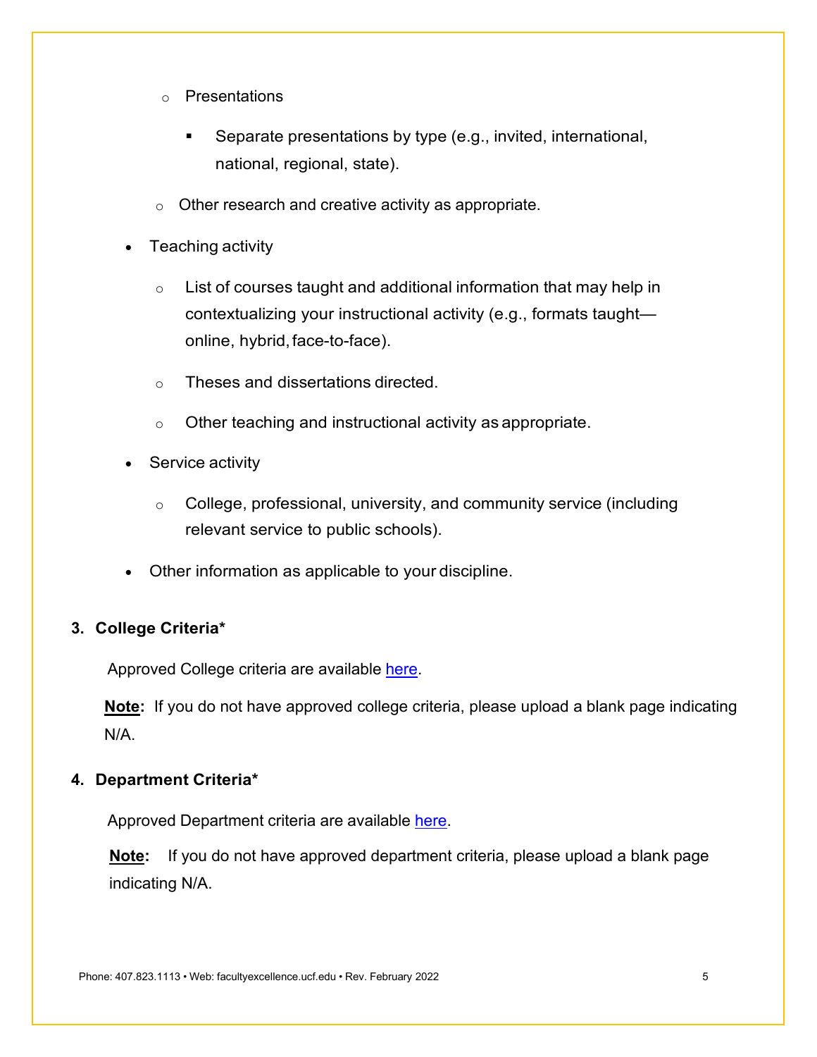- Presentations
        - Separate presentations by type (e.g., invited, international, national, regional, state).
    - Other research and creative activity as appropriate.
- Teaching activity
    - List of courses taught and additional information that may help in contextualizing your instructional activity (e.g., formats taught—online, hybrid, face-to-face).
    - Theses and dissertations directed.
    - Other teaching and instructional activity as appropriate.
- Service activity
    - College, professional, university, and community service (including relevant service to public schools).
- Other information as applicable to your discipline.

**3. College Criteria***

Approved College criteria are available [here](#).

**<u>Note</u>:** If you do not have approved college criteria, please upload a blank page indicating N/A.

**4. Department Criteria***

Approved Department criteria are available [here](#).

**<u>Note</u>:** If you do not have approved department criteria, please upload a blank page indicating N/A.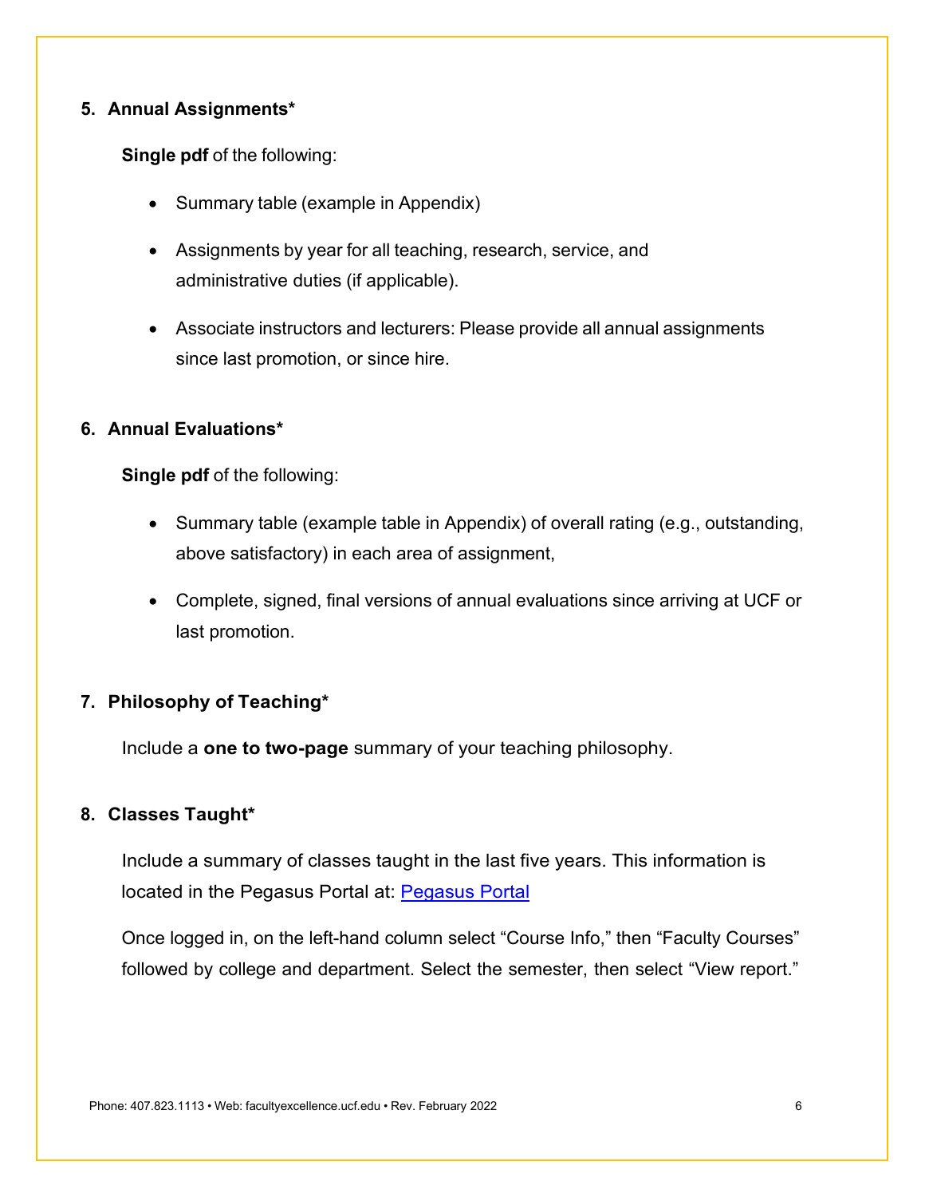5. **Annual Assignments***

   **Single pdf** of the following:

   - Summary table (example in Appendix)
   - Assignments by year for all teaching, research, service, and administrative duties (if applicable).
   - Associate instructors and lecturers: Please provide all annual assignments since last promotion, or since hire.

6. **Annual Evaluations***

   **Single pdf** of the following:

   - Summary table (example table in Appendix) of overall rating (e.g., outstanding, above satisfactory) in each area of assignment,
   - Complete, signed, final versions of annual evaluations since arriving at UCF or last promotion.

7. **Philosophy of Teaching***

   Include a **one to two-page** summary of your teaching philosophy.

8. **Classes Taught***

   Include a summary of classes taught in the last five years. This information is located in the Pegasus Portal at: [Pegasus Portal]()

   Once logged in, on the left-hand column select "Course Info," then "Faculty Courses" followed by college and department. Select the semester, then select "View report."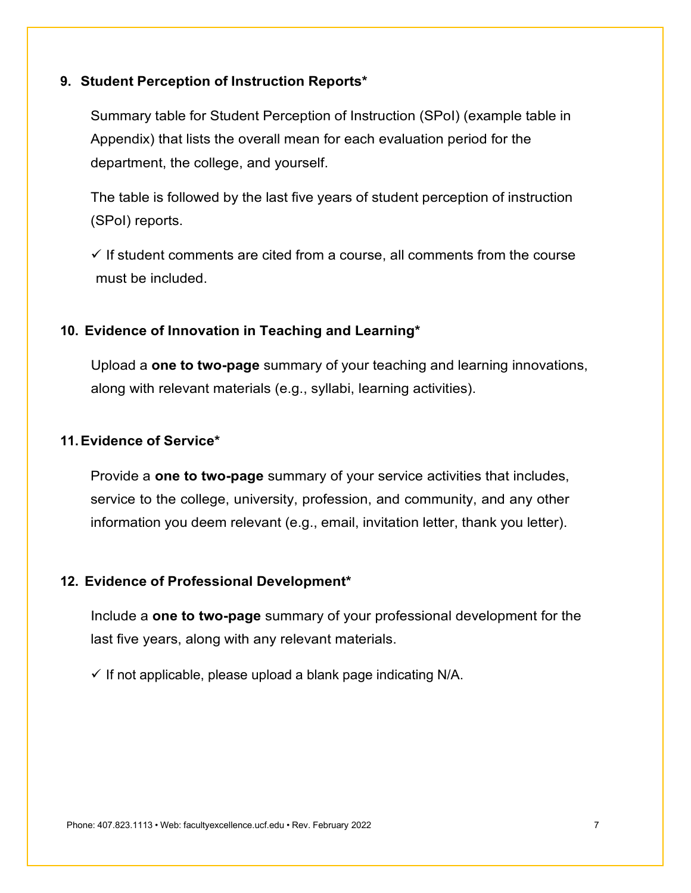## 9. Student Perception of Instruction Reports*

Summary table for Student Perception of Instruction (SPoI) (example table in Appendix) that lists the overall mean for each evaluation period for the department, the college, and yourself.

The table is followed by the last five years of student perception of instruction (SPoI) reports.

✓ If student comments are cited from a course, all comments from the course must be included.

## 10. Evidence of Innovation in Teaching and Learning*

Upload a **one to two-page** summary of your teaching and learning innovations, along with relevant materials (e.g., syllabi, learning activities).

## 11. Evidence of Service*

Provide a **one to two-page** summary of your service activities that includes, service to the college, university, profession, and community, and any other information you deem relevant (e.g., email, invitation letter, thank you letter).

## 12. Evidence of Professional Development*

Include a **one to two-page** summary of your professional development for the last five years, along with any relevant materials.

✓ If not applicable, please upload a blank page indicating N/A.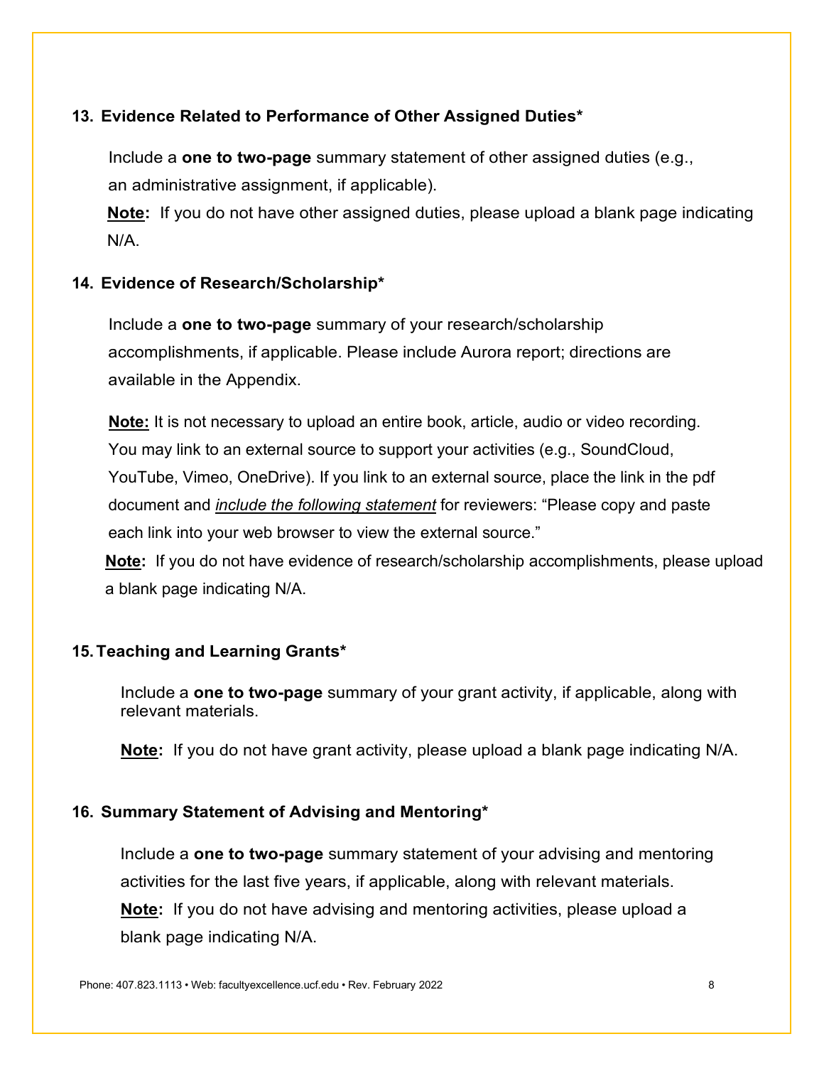### 13. Evidence Related to Performance of Other Assigned Duties*

Include a **one to two-page** summary statement of other assigned duties (e.g., an administrative assignment, if applicable).

**Note:** If you do not have other assigned duties, please upload a blank page indicating N/A.

### 14. Evidence of Research/Scholarship*

Include a **one to two-page** summary of your research/scholarship accomplishments, if applicable. Please include Aurora report; directions are available in the Appendix.

**Note:** It is not necessary to upload an entire book, article, audio or video recording. You may link to an external source to support your activities (e.g., SoundCloud, YouTube, Vimeo, OneDrive). If you link to an external source, place the link in the pdf document and *include the following statement* for reviewers: "Please copy and paste each link into your web browser to view the external source."

**Note:** If you do not have evidence of research/scholarship accomplishments, please upload a blank page indicating N/A.

### 15. Teaching and Learning Grants*

Include a **one to two-page** summary of your grant activity, if applicable, along with relevant materials.

**Note:** If you do not have grant activity, please upload a blank page indicating N/A.

### 16. Summary Statement of Advising and Mentoring*

Include a **one to two-page** summary statement of your advising and mentoring activities for the last five years, if applicable, along with relevant materials.

**Note:** If you do not have advising and mentoring activities, please upload a blank page indicating N/A.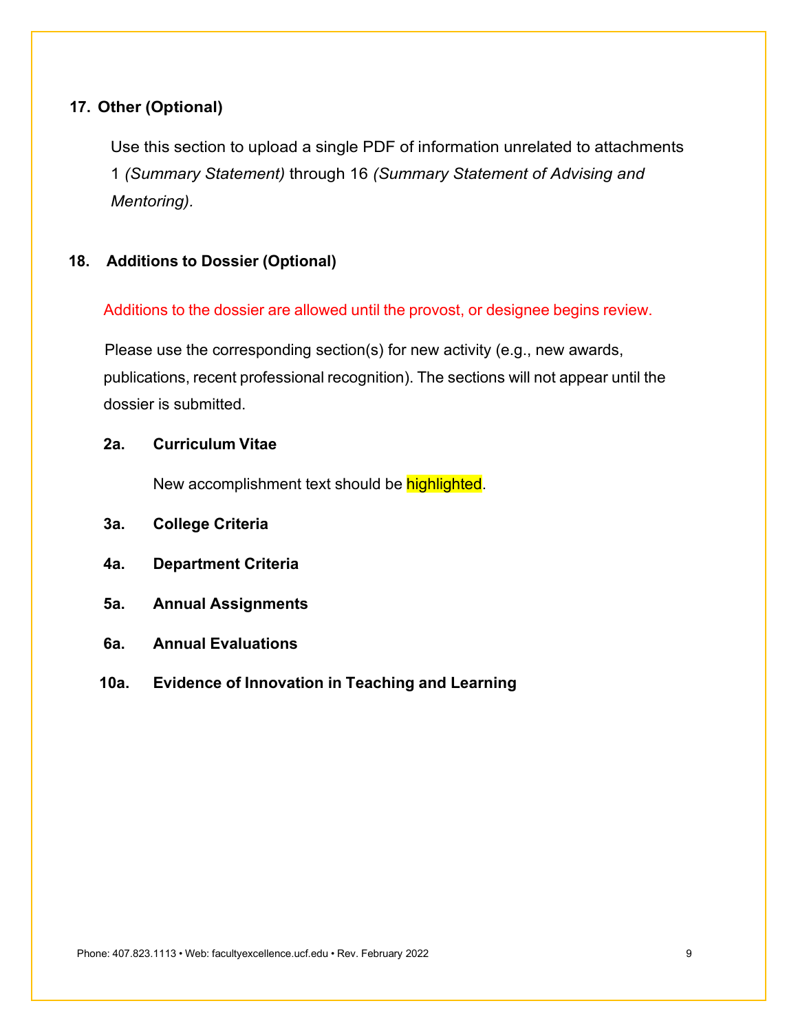## 17. Other (Optional)

Use this section to upload a single PDF of information unrelated to attachments 1 *(Summary Statement)* through 16 *(Summary Statement of Advising and Mentoring)*.

## 18. Additions to Dossier (Optional)

Additions to the dossier are allowed until the provost, or designee begins review.

Please use the corresponding section(s) for new activity (e.g., new awards, publications, recent professional recognition). The sections will not appear until the dossier is submitted.

**2a. Curriculum Vitae**

New accomplishment text should be highlighted.

**3a. College Criteria**

**4a. Department Criteria**

**5a. Annual Assignments**

**6a. Annual Evaluations**

**10a. Evidence of Innovation in Teaching and Learning**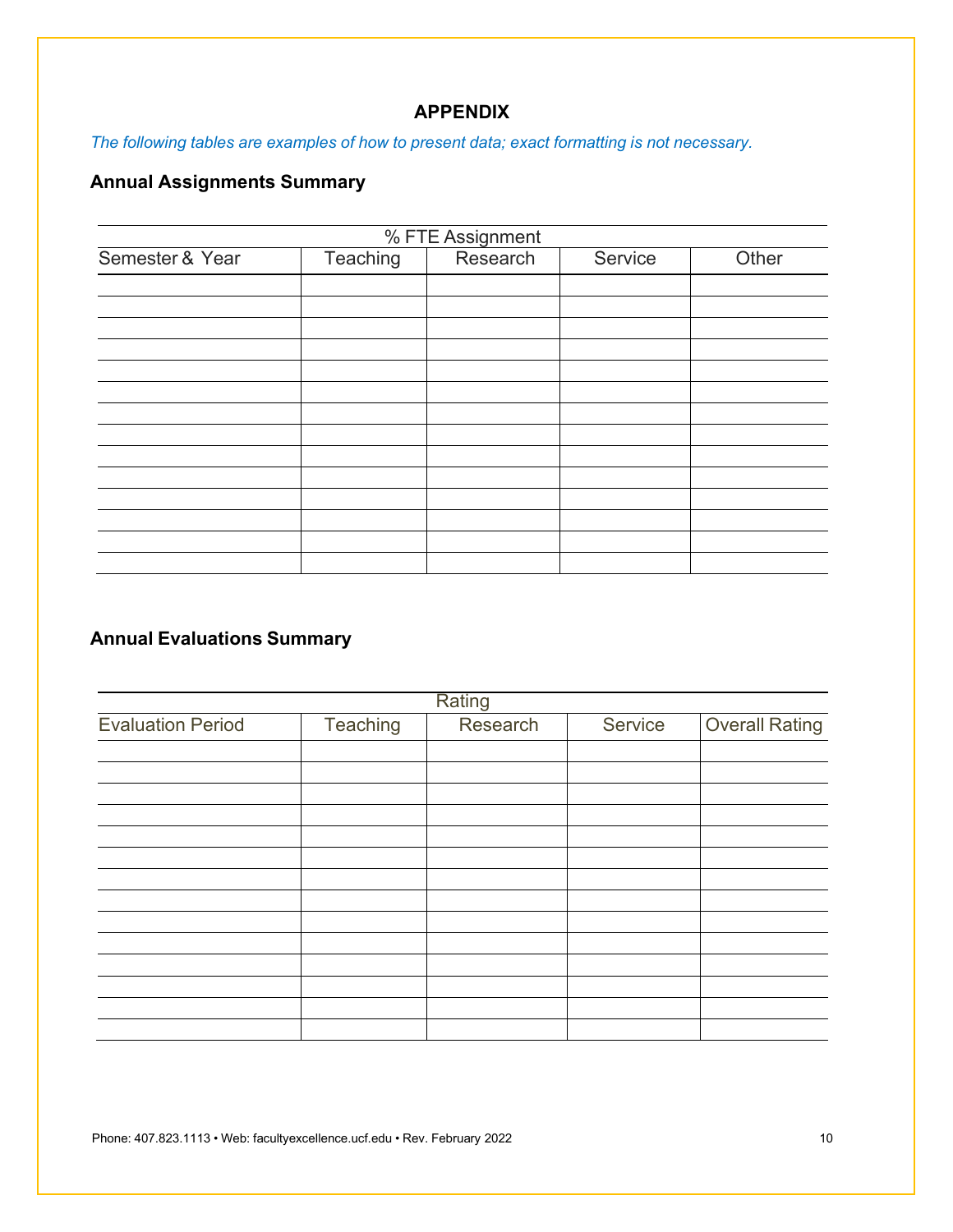## APPENDIX

*The following tables are examples of how to present data; exact formatting is not necessary.*

### Annual Assignments Summary

| % FTE Assignment | | | | |
|---|---|---|---|---|
| Semester & Year | Teaching | Research | Service | Other |
| | | | | |
| | | | | |
| | | | | |
| | | | | |
| | | | | |
| | | | | |
| | | | | |
| | | | | |
| | | | | |
| | | | | |
| | | | | |
| | | | | |
| | | | | |
| | | | | |

### Annual Evaluations Summary

| Rating | | | | |
|---|---|---|---|---|
| Evaluation Period | Teaching | Research | Service | Overall Rating |
| | | | | |
| | | | | |
| | | | | |
| | | | | |
| | | | | |
| | | | | |
| | | | | |
| | | | | |
| | | | | |
| | | | | |
| | | | | |
| | | | | |
| | | | | |
| | | | | |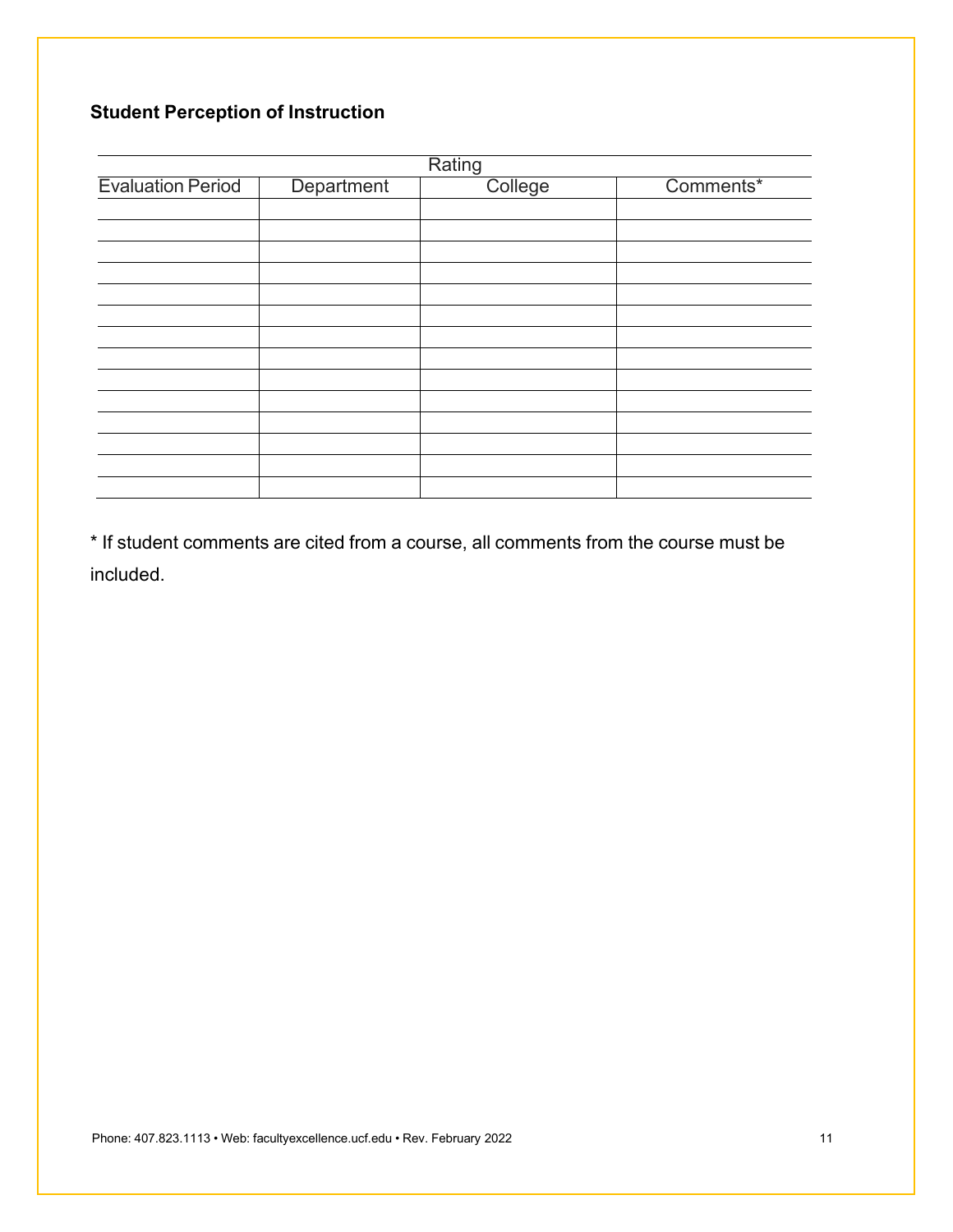**Student Perception of Instruction**

| | Rating | | |
|---|---|---|---|
| Evaluation Period | Department | College | Comments* |
| | | | |
| | | | |
| | | | |
| | | | |
| | | | |
| | | | |
| | | | |
| | | | |
| | | | |
| | | | |
| | | | |
| | | | |
| | | | |
| | | | |

* If student comments are cited from a course, all comments from the course must be included.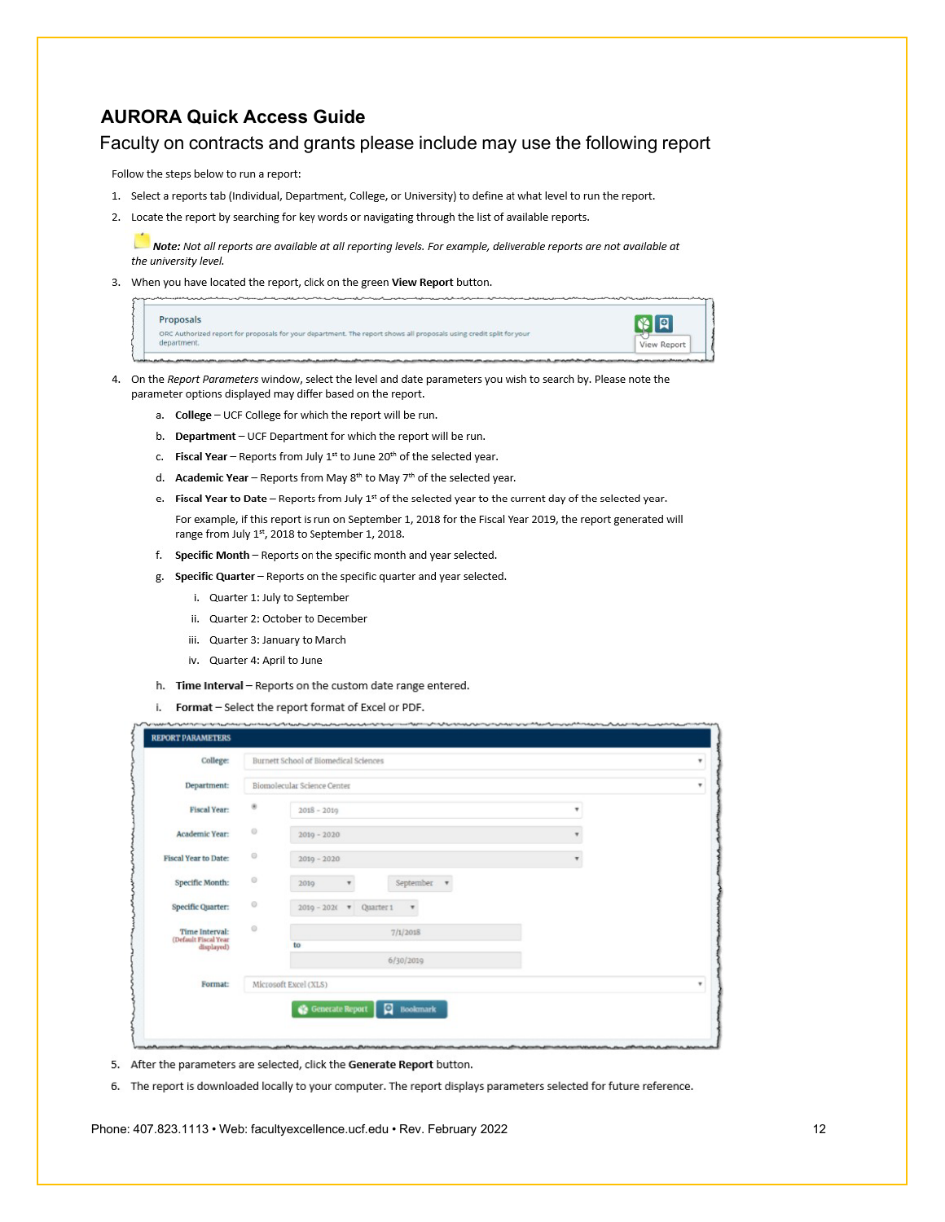## AURORA Quick Access Guide

### Faculty on contracts and grants please include may use the following report

Follow the steps below to run a report:

1. Select a reports tab (Individual, Department, College, or University) to define at what level to run the report.
2. Locate the report by searching for key words or navigating through the list of available reports.

   ***Note:*** *Not all reports are available at all reporting levels. For example, deliverable reports are not available at the university level.*

3. When you have located the report, click on the green **View Report** button.
4. On the *Report Parameters* window, select the level and date parameters you wish to search by. Please note the parameter options displayed may differ based on the report.
   a. **College** – UCF College for which the report will be run.
   b. **Department** – UCF Department for which the report will be run.
   c. **Fiscal Year** – Reports from July 1st to June 20th of the selected year.
   d. **Academic Year** – Reports from May 8th to May 7th of the selected year.
   e. **Fiscal Year to Date** – Reports from July 1st of the selected year to the current day of the selected year.

      For example, if this report is run on September 1, 2018 for the Fiscal Year 2019, the report generated will range from July 1st, 2018 to September 1, 2018.

   f. **Specific Month** – Reports on the specific month and year selected.
   g. **Specific Quarter** – Reports on the specific quarter and year selected.
      i. Quarter 1: July to September
      ii. Quarter 2: October to December
      iii. Quarter 3: January to March
      iv. Quarter 4: April to June
   h. **Time Interval** – Reports on the custom date range entered.
   i. **Format** – Select the report format of Excel or PDF.
5. After the parameters are selected, click the **Generate Report** button.
6. The report is downloaded locally to your computer. The report displays parameters selected for future reference.